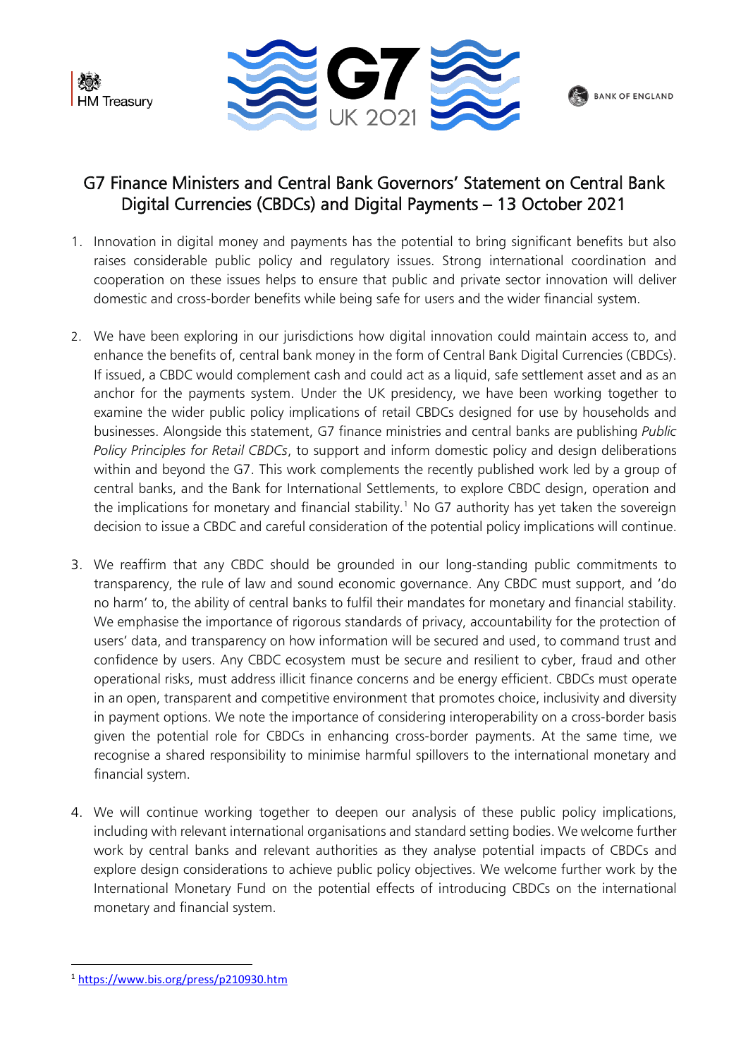# G7 Finance Ministers and Central Bank Governors' Statement on Central Bank Digital Currencies (CBDCs) and Digital Payments – 13 October 2021

1. Innovation in digital money and payments has the potential to bring significant benefits but also raises considerable public policy and regulatory issues. Strong international coordination and cooperation on these issues helps to ensure that public and private sector innovation will deliver domestic and cross-border benefits while being safe for users and the wider financial system.

2. We have been exploring in our jurisdictions how digital innovation could maintain access to, and enhance the benefits of, central bank money in the form of Central Bank Digital Currencies (CBDCs). If issued, a CBDC would complement cash and could act as a liquid, safe settlement asset and as an anchor for the payments system. Under the UK presidency, we have been working together to examine the wider public policy implications of retail CBDCs designed for use by households and businesses. Alongside this statement, G7 finance ministries and central banks are publishing *Public Policy Principles for Retail CBDCs*, to support and inform domestic policy and design deliberations within and beyond the G7. This work complements the recently published work led by a group of central banks, and the Bank for International Settlements, to explore CBDC design, operation and the implications for monetary and financial stability.[1] No G7 authority has yet taken the sovereign decision to issue a CBDC and careful consideration of the potential policy implications will continue.

3. We reaffirm that any CBDC should be grounded in our long-standing public commitments to transparency, the rule of law and sound economic governance. Any CBDC must support, and 'do no harm' to, the ability of central banks to fulfil their mandates for monetary and financial stability. We emphasise the importance of rigorous standards of privacy, accountability for the protection of users' data, and transparency on how information will be secured and used, to command trust and confidence by users. Any CBDC ecosystem must be secure and resilient to cyber, fraud and other operational risks, must address illicit finance concerns and be energy efficient. CBDCs must operate in an open, transparent and competitive environment that promotes choice, inclusivity and diversity in payment options. We note the importance of considering interoperability on a cross-border basis given the potential role for CBDCs in enhancing cross-border payments. At the same time, we recognise a shared responsibility to minimise harmful spillovers to the international monetary and financial system.

4. We will continue working together to deepen our analysis of these public policy implications, including with relevant international organisations and standard setting bodies. We welcome further work by central banks and relevant authorities as they analyse potential impacts of CBDCs and explore design considerations to achieve public policy objectives. We welcome further work by the International Monetary Fund on the potential effects of introducing CBDCs on the international monetary and financial system.

[1] https://www.bis.org/press/p210930.htm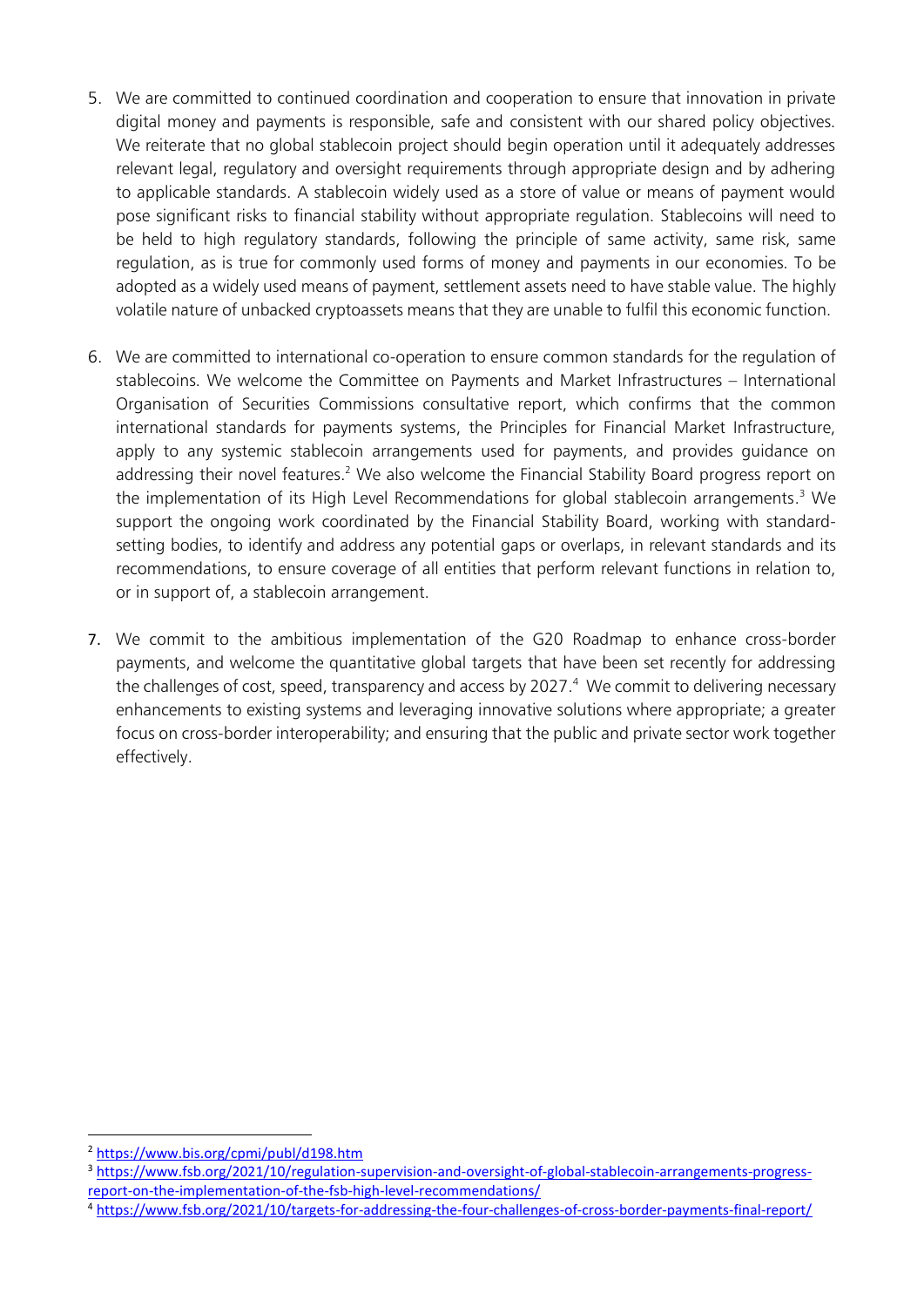5. We are committed to continued coordination and cooperation to ensure that innovation in private digital money and payments is responsible, safe and consistent with our shared policy objectives. We reiterate that no global stablecoin project should begin operation until it adequately addresses relevant legal, regulatory and oversight requirements through appropriate design and by adhering to applicable standards. A stablecoin widely used as a store of value or means of payment would pose significant risks to financial stability without appropriate regulation. Stablecoins will need to be held to high regulatory standards, following the principle of same activity, same risk, same regulation, as is true for commonly used forms of money and payments in our economies. To be adopted as a widely used means of payment, settlement assets need to have stable value. The highly volatile nature of unbacked cryptoassets means that they are unable to fulfil this economic function.

6. We are committed to international co-operation to ensure common standards for the regulation of stablecoins. We welcome the Committee on Payments and Market Infrastructures – International Organisation of Securities Commissions consultative report, which confirms that the common international standards for payments systems, the Principles for Financial Market Infrastructure, apply to any systemic stablecoin arrangements used for payments, and provides guidance on addressing their novel features.[2] We also welcome the Financial Stability Board progress report on the implementation of its High Level Recommendations for global stablecoin arrangements.[3] We support the ongoing work coordinated by the Financial Stability Board, working with standard-setting bodies, to identify and address any potential gaps or overlaps, in relevant standards and its recommendations, to ensure coverage of all entities that perform relevant functions in relation to, or in support of, a stablecoin arrangement.

7. We commit to the ambitious implementation of the G20 Roadmap to enhance cross-border payments, and welcome the quantitative global targets that have been set recently for addressing the challenges of cost, speed, transparency and access by 2027.[4] We commit to delivering necessary enhancements to existing systems and leveraging innovative solutions where appropriate; a greater focus on cross-border interoperability; and ensuring that the public and private sector work together effectively.

---

[2] https://www.bis.org/cpmi/publ/d198.htm

[3] https://www.fsb.org/2021/10/regulation-supervision-and-oversight-of-global-stablecoin-arrangements-progress-report-on-the-implementation-of-the-fsb-high-level-recommendations/

[4] https://www.fsb.org/2021/10/targets-for-addressing-the-four-challenges-of-cross-border-payments-final-report/